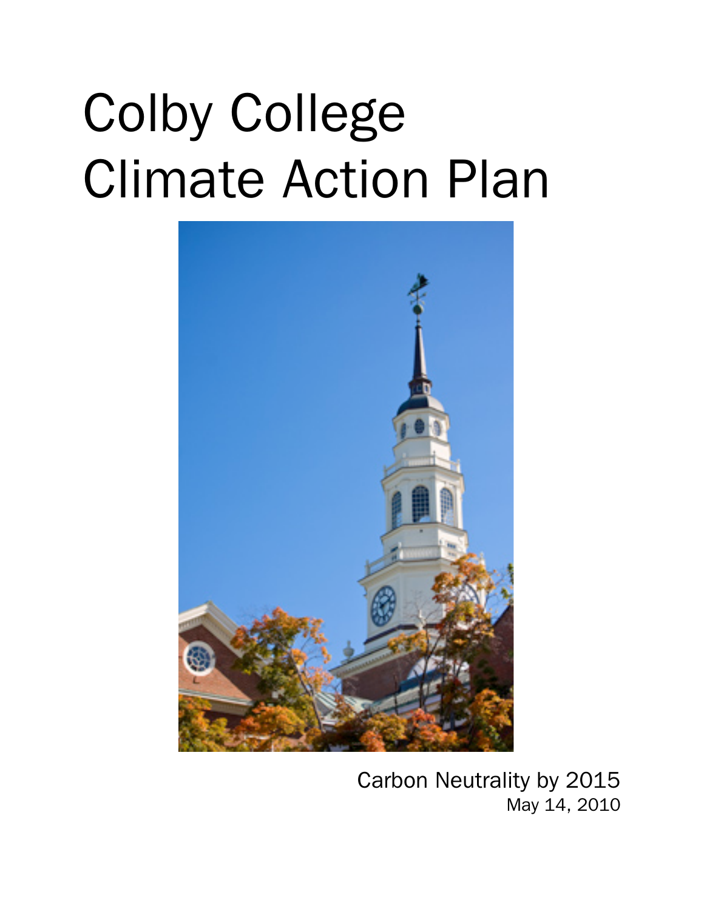# Colby College Climate Action Plan

Carbon Neutrality by 2015

May 14, 2010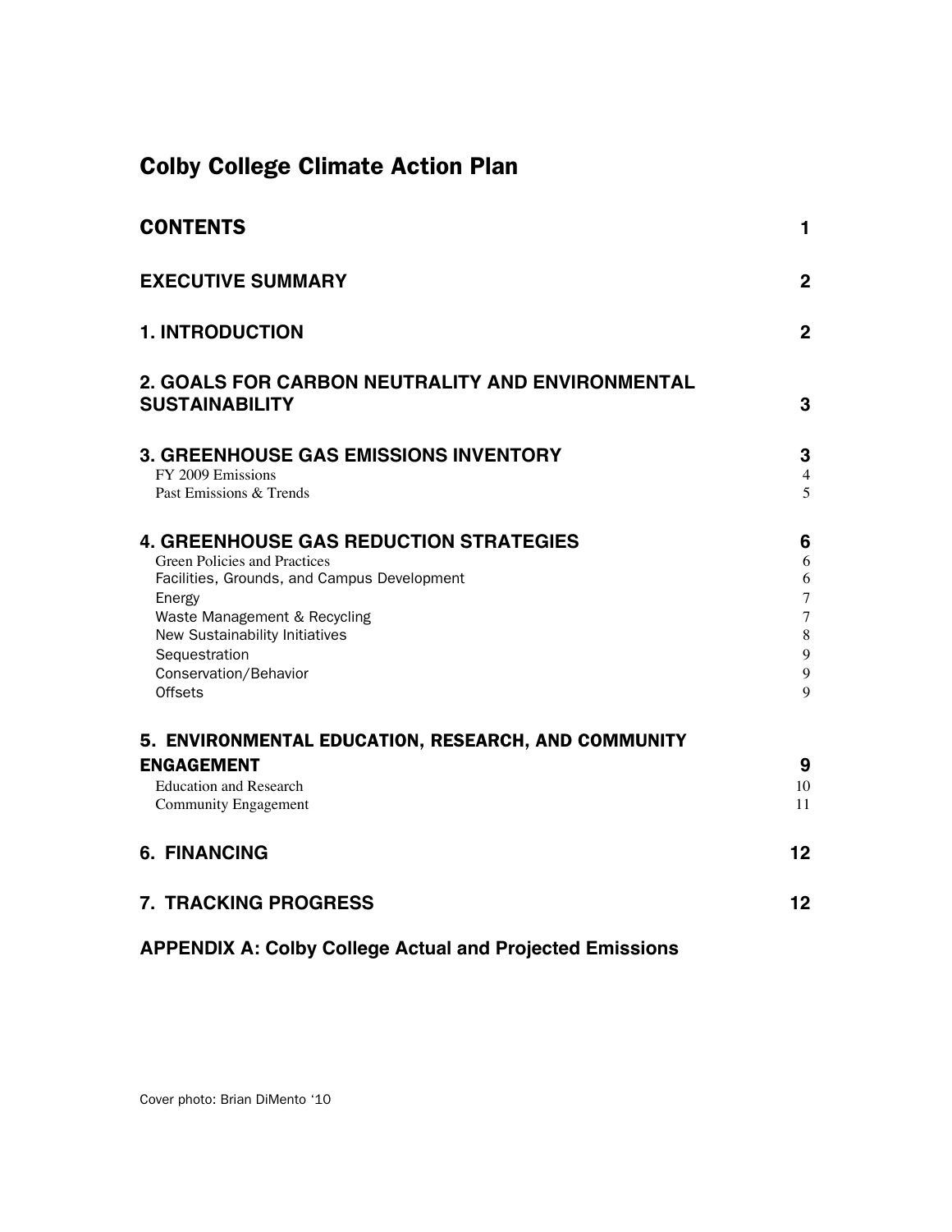# Colby College Climate Action Plan

| | |
|---|---|
| **CONTENTS** | **1** |
| **EXECUTIVE SUMMARY** | **2** |
| **1. INTRODUCTION** | **2** |
| **2. GOALS FOR CARBON NEUTRALITY AND ENVIRONMENTAL SUSTAINABILITY** | **3** |
| **3. GREENHOUSE GAS EMISSIONS INVENTORY** | **3** |
| FY 2009 Emissions | 4 |
| Past Emissions & Trends | 5 |
| **4. GREENHOUSE GAS REDUCTION STRATEGIES** | **6** |
| Green Policies and Practices | 6 |
| Facilities, Grounds, and Campus Development | 6 |
| Energy | 7 |
| Waste Management & Recycling | 7 |
| New Sustainability Initiatives | 8 |
| Sequestration | 9 |
| Conservation/Behavior | 9 |
| Offsets | 9 |
| **5. ENVIRONMENTAL EDUCATION, RESEARCH, AND COMMUNITY ENGAGEMENT** | **9** |
| Education and Research | 10 |
| Community Engagement | 11 |
| **6. FINANCING** | **12** |
| **7. TRACKING PROGRESS** | **12** |
| **APPENDIX A: Colby College Actual and Projected Emissions** | |

Cover photo: Brian DiMento '10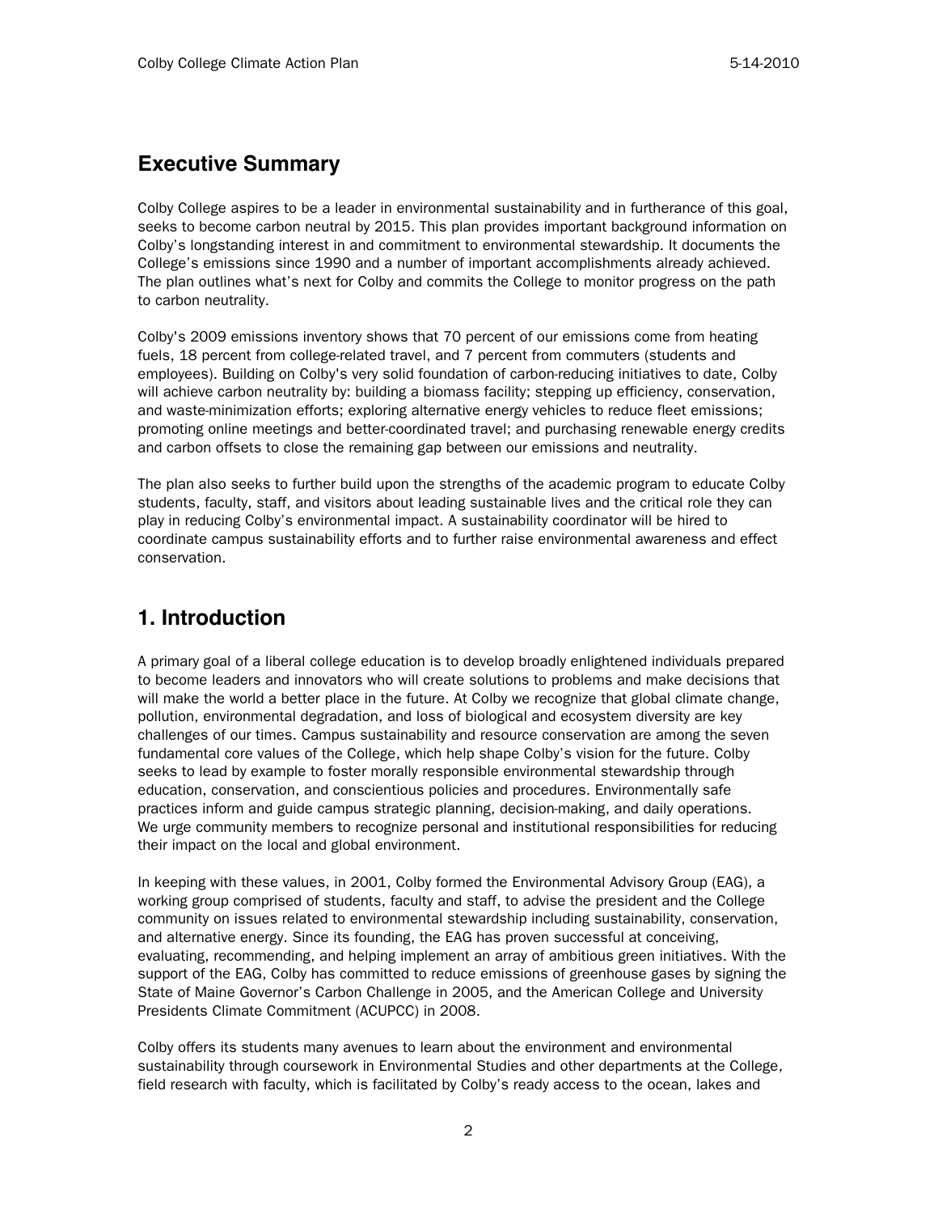## Executive Summary

Colby College aspires to be a leader in environmental sustainability and in furtherance of this goal, seeks to become carbon neutral by 2015. This plan provides important background information on Colby's longstanding interest in and commitment to environmental stewardship. It documents the College's emissions since 1990 and a number of important accomplishments already achieved. The plan outlines what's next for Colby and commits the College to monitor progress on the path to carbon neutrality.

Colby's 2009 emissions inventory shows that 70 percent of our emissions come from heating fuels, 18 percent from college-related travel, and 7 percent from commuters (students and employees). Building on Colby's very solid foundation of carbon-reducing initiatives to date, Colby will achieve carbon neutrality by: building a biomass facility; stepping up efficiency, conservation, and waste-minimization efforts; exploring alternative energy vehicles to reduce fleet emissions; promoting online meetings and better-coordinated travel; and purchasing renewable energy credits and carbon offsets to close the remaining gap between our emissions and neutrality.

The plan also seeks to further build upon the strengths of the academic program to educate Colby students, faculty, staff, and visitors about leading sustainable lives and the critical role they can play in reducing Colby's environmental impact. A sustainability coordinator will be hired to coordinate campus sustainability efforts and to further raise environmental awareness and effect conservation.

## 1. Introduction

A primary goal of a liberal college education is to develop broadly enlightened individuals prepared to become leaders and innovators who will create solutions to problems and make decisions that will make the world a better place in the future. At Colby we recognize that global climate change, pollution, environmental degradation, and loss of biological and ecosystem diversity are key challenges of our times. Campus sustainability and resource conservation are among the seven fundamental core values of the College, which help shape Colby's vision for the future. Colby seeks to lead by example to foster morally responsible environmental stewardship through education, conservation, and conscientious policies and procedures. Environmentally safe practices inform and guide campus strategic planning, decision-making, and daily operations. We urge community members to recognize personal and institutional responsibilities for reducing their impact on the local and global environment.

In keeping with these values, in 2001, Colby formed the Environmental Advisory Group (EAG), a working group comprised of students, faculty and staff, to advise the president and the College community on issues related to environmental stewardship including sustainability, conservation, and alternative energy. Since its founding, the EAG has proven successful at conceiving, evaluating, recommending, and helping implement an array of ambitious green initiatives. With the support of the EAG, Colby has committed to reduce emissions of greenhouse gases by signing the State of Maine Governor's Carbon Challenge in 2005, and the American College and University Presidents Climate Commitment (ACUPCC) in 2008.

Colby offers its students many avenues to learn about the environment and environmental sustainability through coursework in Environmental Studies and other departments at the College, field research with faculty, which is facilitated by Colby's ready access to the ocean, lakes and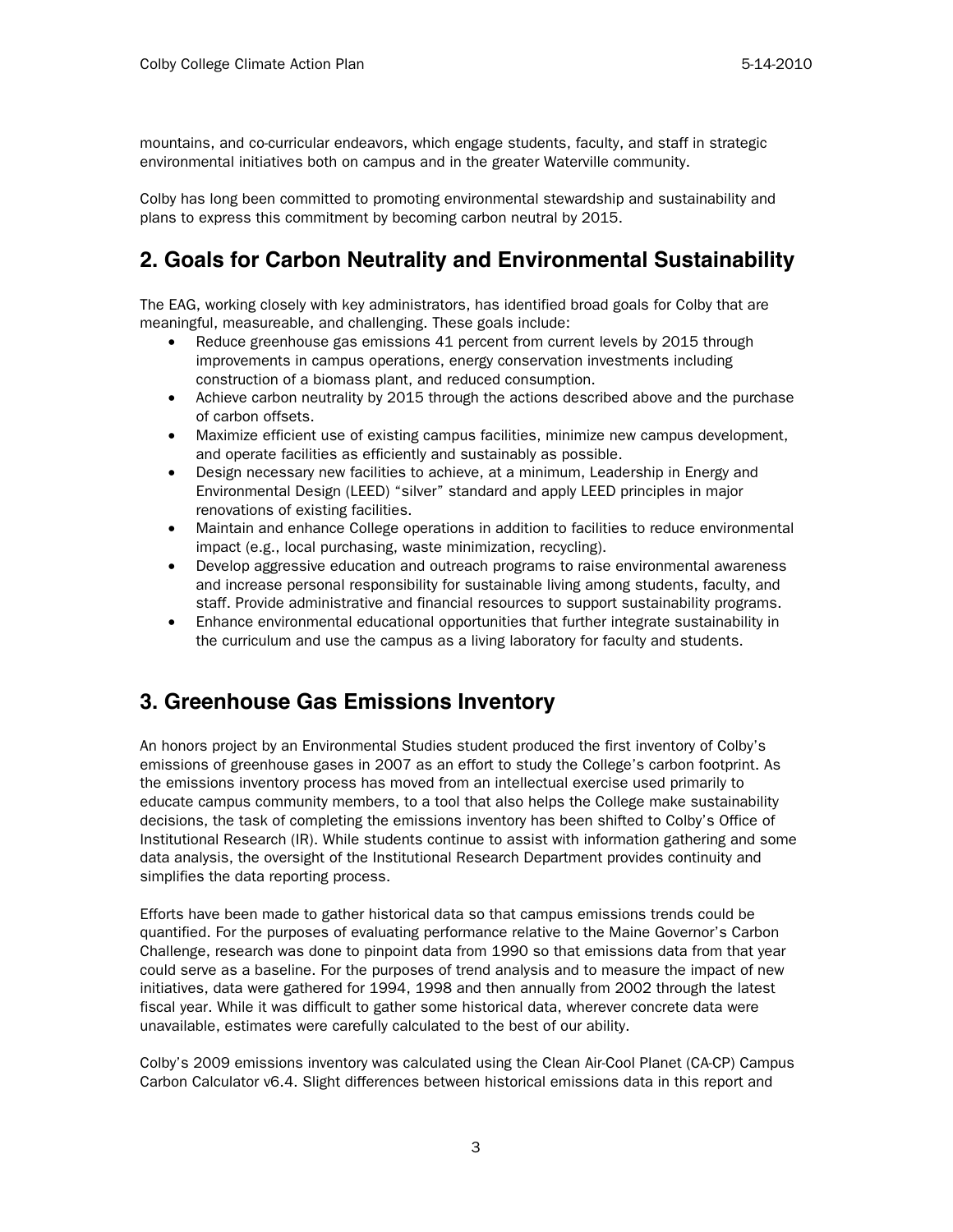mountains, and co-curricular endeavors, which engage students, faculty, and staff in strategic environmental initiatives both on campus and in the greater Waterville community.

Colby has long been committed to promoting environmental stewardship and sustainability and plans to express this commitment by becoming carbon neutral by 2015.

## 2. Goals for Carbon Neutrality and Environmental Sustainability

The EAG, working closely with key administrators, has identified broad goals for Colby that are meaningful, measureable, and challenging. These goals include:

- Reduce greenhouse gas emissions 41 percent from current levels by 2015 through improvements in campus operations, energy conservation investments including construction of a biomass plant, and reduced consumption.
- Achieve carbon neutrality by 2015 through the actions described above and the purchase of carbon offsets.
- Maximize efficient use of existing campus facilities, minimize new campus development, and operate facilities as efficiently and sustainably as possible.
- Design necessary new facilities to achieve, at a minimum, Leadership in Energy and Environmental Design (LEED) "silver" standard and apply LEED principles in major renovations of existing facilities.
- Maintain and enhance College operations in addition to facilities to reduce environmental impact (e.g., local purchasing, waste minimization, recycling).
- Develop aggressive education and outreach programs to raise environmental awareness and increase personal responsibility for sustainable living among students, faculty, and staff. Provide administrative and financial resources to support sustainability programs.
- Enhance environmental educational opportunities that further integrate sustainability in the curriculum and use the campus as a living laboratory for faculty and students.

## 3. Greenhouse Gas Emissions Inventory

An honors project by an Environmental Studies student produced the first inventory of Colby's emissions of greenhouse gases in 2007 as an effort to study the College's carbon footprint. As the emissions inventory process has moved from an intellectual exercise used primarily to educate campus community members, to a tool that also helps the College make sustainability decisions, the task of completing the emissions inventory has been shifted to Colby's Office of Institutional Research (IR). While students continue to assist with information gathering and some data analysis, the oversight of the Institutional Research Department provides continuity and simplifies the data reporting process.

Efforts have been made to gather historical data so that campus emissions trends could be quantified. For the purposes of evaluating performance relative to the Maine Governor's Carbon Challenge, research was done to pinpoint data from 1990 so that emissions data from that year could serve as a baseline. For the purposes of trend analysis and to measure the impact of new initiatives, data were gathered for 1994, 1998 and then annually from 2002 through the latest fiscal year. While it was difficult to gather some historical data, wherever concrete data were unavailable, estimates were carefully calculated to the best of our ability.

Colby's 2009 emissions inventory was calculated using the Clean Air-Cool Planet (CA-CP) Campus Carbon Calculator v6.4. Slight differences between historical emissions data in this report and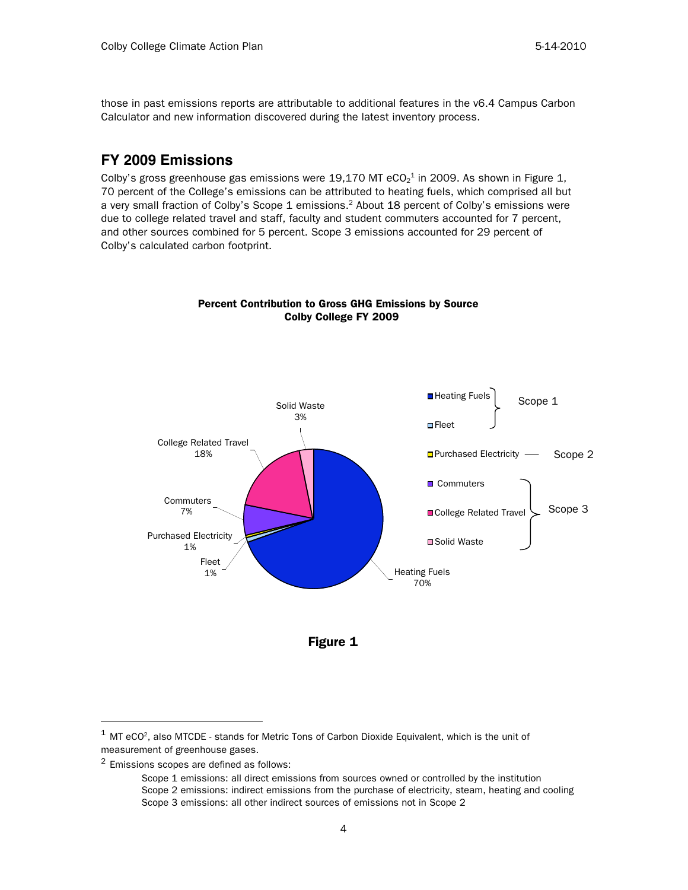those in past emissions reports are attributable to additional features in the v6.4 Campus Carbon Calculator and new information discovered during the latest inventory process.

## FY 2009 Emissions

Colby's gross greenhouse gas emissions were 19,170 MT $eCO_2$[1] in 2009. As shown in Figure 1, 70 percent of the College's emissions can be attributed to heating fuels, which comprised all but a very small fraction of Colby's Scope 1 emissions.[2] About 18 percent of Colby's emissions were due to college related travel and staff, faculty and student commuters accounted for 7 percent, and other sources combined for 5 percent. Scope 3 emissions accounted for 29 percent of Colby's calculated carbon footprint.

**Percent Contribution to Gross GHG Emissions by Source**
**Colby College FY 2009**

| Source | Scope | Percent |
|---|---|---|
| Heating Fuels | Scope 1 | 70% |
| Fleet | Scope 1 | 1% |
| Purchased Electricity | Scope 2 | 1% |
| Commuters | Scope 3 | 7% |
| College Related Travel | Scope 3 | 18% |
| Solid Waste | Scope 3 | 3% |

**Figure 1**

---

[1] MT $eCO^2$, also MTCDE - stands for Metric Tons of Carbon Dioxide Equivalent, which is the unit of measurement of greenhouse gases.

[2] Emissions scopes are defined as follows:

Scope 1 emissions: all direct emissions from sources owned or controlled by the institution
Scope 2 emissions: indirect emissions from the purchase of electricity, steam, heating and cooling
Scope 3 emissions: all other indirect sources of emissions not in Scope 2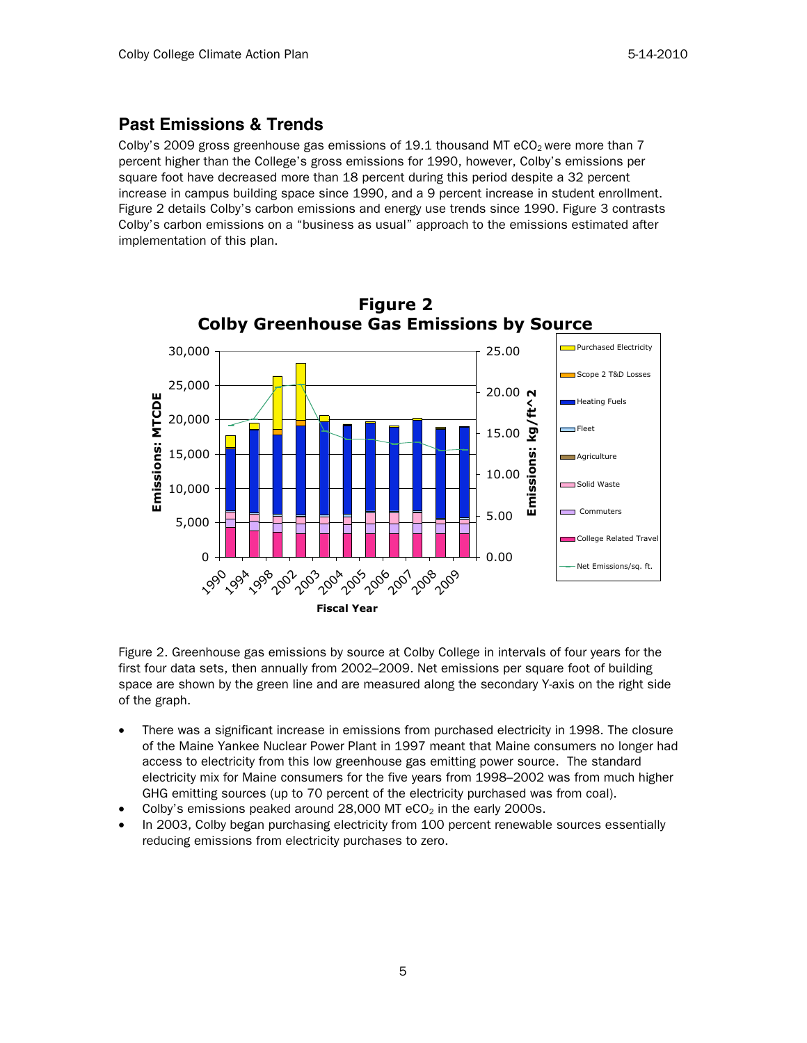## Past Emissions & Trends

Colby's 2009 gross greenhouse gas emissions of 19.1 thousand MT $eCO_2$ were more than 7 percent higher than the College's gross emissions for 1990, however, Colby's emissions per square foot have decreased more than 18 percent during this period despite a 32 percent increase in campus building space since 1990, and a 9 percent increase in student enrollment. Figure 2 details Colby's carbon emissions and energy use trends since 1990. Figure 3 contrasts Colby's carbon emissions on a "business as usual" approach to the emissions estimated after implementation of this plan.

**Figure 2**
**Colby Greenhouse Gas Emissions by Source**

Figure 2. Greenhouse gas emissions by source at Colby College in intervals of four years for the first four data sets, then annually from 2002–2009. Net emissions per square foot of building space are shown by the green line and are measured along the secondary Y-axis on the right side of the graph.

- There was a significant increase in emissions from purchased electricity in 1998. The closure of the Maine Yankee Nuclear Power Plant in 1997 meant that Maine consumers no longer had access to electricity from this low greenhouse gas emitting power source. The standard electricity mix for Maine consumers for the five years from 1998–2002 was from much higher GHG emitting sources (up to 70 percent of the electricity purchased was from coal).
- Colby's emissions peaked around 28,000 MT $eCO_2$ in the early 2000s.
- In 2003, Colby began purchasing electricity from 100 percent renewable sources essentially reducing emissions from electricity purchases to zero.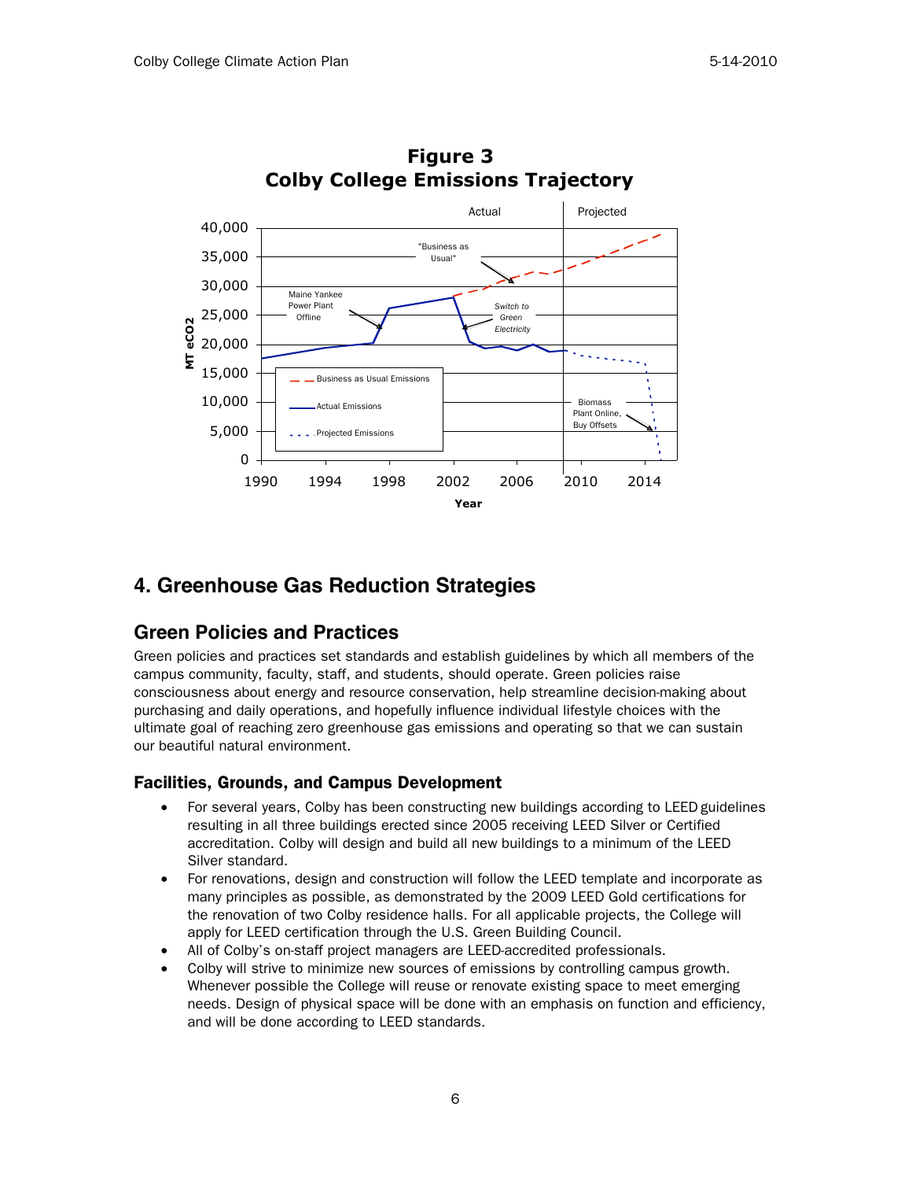**Figure 3**
**Colby College Emissions Trajectory**

# 4. Greenhouse Gas Reduction Strategies

## Green Policies and Practices

Green policies and practices set standards and establish guidelines by which all members of the campus community, faculty, staff, and students, should operate. Green policies raise consciousness about energy and resource conservation, help streamline decision-making about purchasing and daily operations, and hopefully influence individual lifestyle choices with the ultimate goal of reaching zero greenhouse gas emissions and operating so that we can sustain our beautiful natural environment.

### Facilities, Grounds, and Campus Development

- For several years, Colby has been constructing new buildings according to LEED guidelines resulting in all three buildings erected since 2005 receiving LEED Silver or Certified accreditation. Colby will design and build all new buildings to a minimum of the LEED Silver standard.
- For renovations, design and construction will follow the LEED template and incorporate as many principles as possible, as demonstrated by the 2009 LEED Gold certifications for the renovation of two Colby residence halls. For all applicable projects, the College will apply for LEED certification through the U.S. Green Building Council.
- All of Colby's on-staff project managers are LEED-accredited professionals.
- Colby will strive to minimize new sources of emissions by controlling campus growth. Whenever possible the College will reuse or renovate existing space to meet emerging needs. Design of physical space will be done with an emphasis on function and efficiency, and will be done according to LEED standards.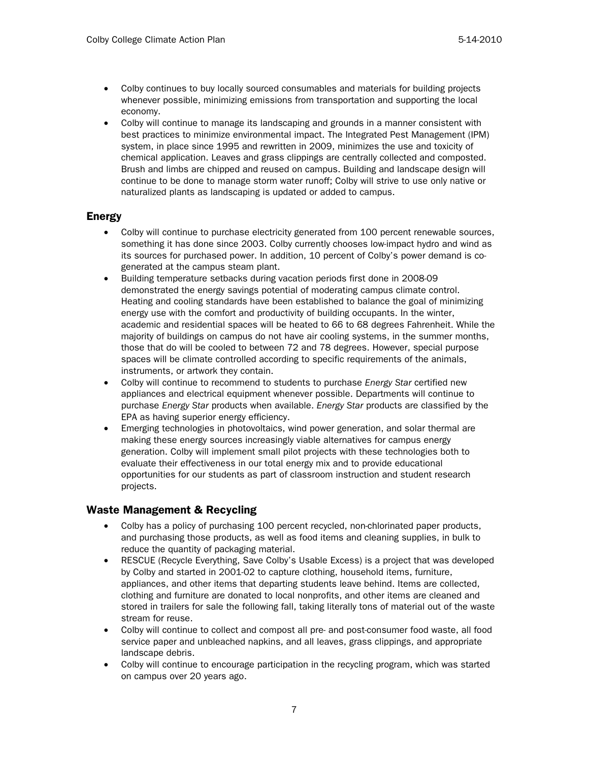- Colby continues to buy locally sourced consumables and materials for building projects whenever possible, minimizing emissions from transportation and supporting the local economy.
- Colby will continue to manage its landscaping and grounds in a manner consistent with best practices to minimize environmental impact. The Integrated Pest Management (IPM) system, in place since 1995 and rewritten in 2009, minimizes the use and toxicity of chemical application. Leaves and grass clippings are centrally collected and composted. Brush and limbs are chipped and reused on campus. Building and landscape design will continue to be done to manage storm water runoff; Colby will strive to use only native or naturalized plants as landscaping is updated or added to campus.

## Energy

- Colby will continue to purchase electricity generated from 100 percent renewable sources, something it has done since 2003. Colby currently chooses low-impact hydro and wind as its sources for purchased power. In addition, 10 percent of Colby's power demand is co-generated at the campus steam plant.
- Building temperature setbacks during vacation periods first done in 2008-09 demonstrated the energy savings potential of moderating campus climate control. Heating and cooling standards have been established to balance the goal of minimizing energy use with the comfort and productivity of building occupants. In the winter, academic and residential spaces will be heated to 66 to 68 degrees Fahrenheit. While the majority of buildings on campus do not have air cooling systems, in the summer months, those that do will be cooled to between 72 and 78 degrees. However, special purpose spaces will be climate controlled according to specific requirements of the animals, instruments, or artwork they contain.
- Colby will continue to recommend to students to purchase *Energy Star* certified new appliances and electrical equipment whenever possible. Departments will continue to purchase *Energy Star* products when available. *Energy Star* products are classified by the EPA as having superior energy efficiency.
- Emerging technologies in photovoltaics, wind power generation, and solar thermal are making these energy sources increasingly viable alternatives for campus energy generation. Colby will implement small pilot projects with these technologies both to evaluate their effectiveness in our total energy mix and to provide educational opportunities for our students as part of classroom instruction and student research projects.

## Waste Management & Recycling

- Colby has a policy of purchasing 100 percent recycled, non-chlorinated paper products, and purchasing those products, as well as food items and cleaning supplies, in bulk to reduce the quantity of packaging material.
- RESCUE (Recycle Everything, Save Colby's Usable Excess) is a project that was developed by Colby and started in 2001-02 to capture clothing, household items, furniture, appliances, and other items that departing students leave behind. Items are collected, clothing and furniture are donated to local nonprofits, and other items are cleaned and stored in trailers for sale the following fall, taking literally tons of material out of the waste stream for reuse.
- Colby will continue to collect and compost all pre- and post-consumer food waste, all food service paper and unbleached napkins, and all leaves, grass clippings, and appropriate landscape debris.
- Colby will continue to encourage participation in the recycling program, which was started on campus over 20 years ago.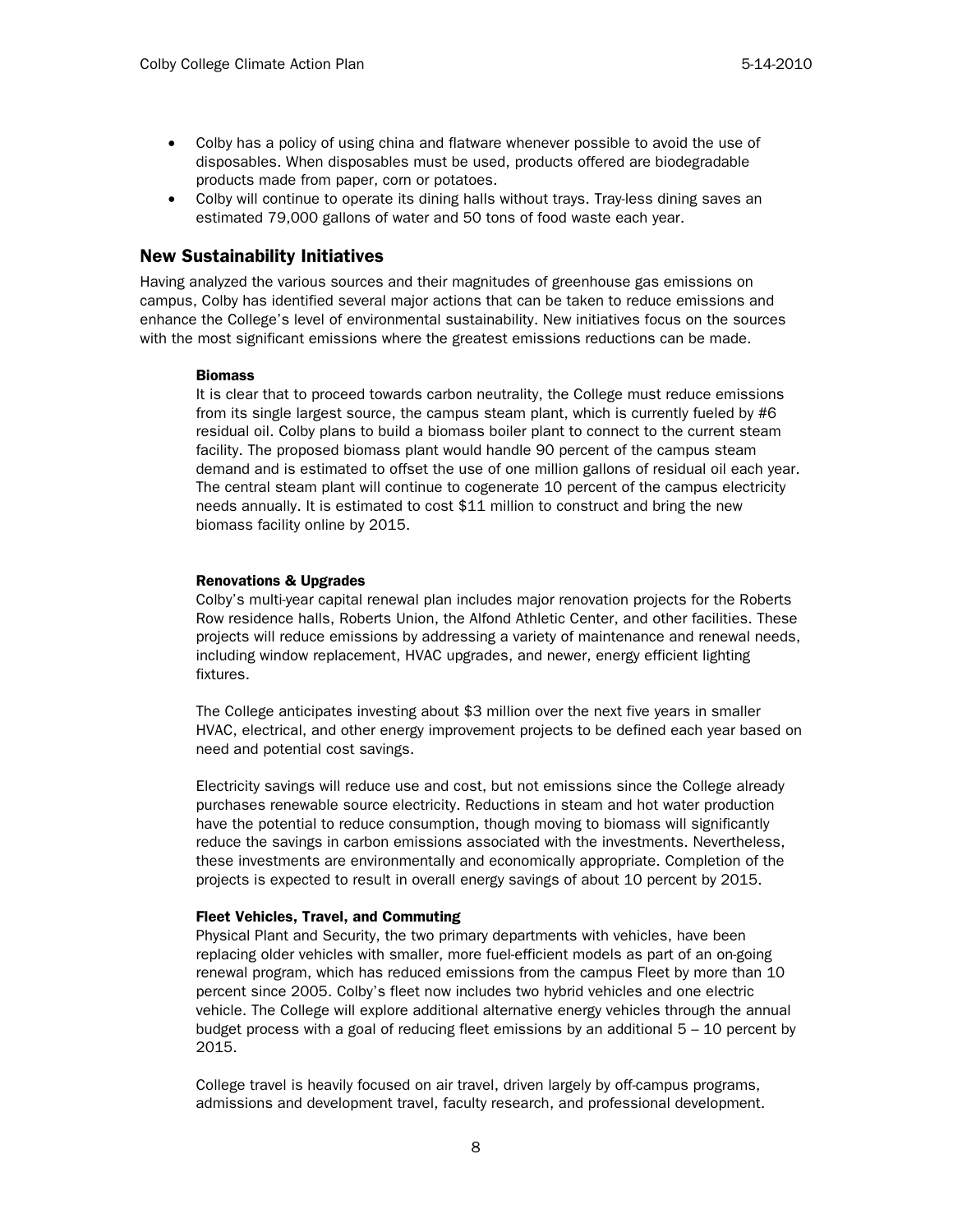- Colby has a policy of using china and flatware whenever possible to avoid the use of disposables. When disposables must be used, products offered are biodegradable products made from paper, corn or potatoes.
- Colby will continue to operate its dining halls without trays. Tray-less dining saves an estimated 79,000 gallons of water and 50 tons of food waste each year.

## New Sustainability Initiatives

Having analyzed the various sources and their magnitudes of greenhouse gas emissions on campus, Colby has identified several major actions that can be taken to reduce emissions and enhance the College's level of environmental sustainability. New initiatives focus on the sources with the most significant emissions where the greatest emissions reductions can be made.

#### Biomass

It is clear that to proceed towards carbon neutrality, the College must reduce emissions from its single largest source, the campus steam plant, which is currently fueled by #6 residual oil. Colby plans to build a biomass boiler plant to connect to the current steam facility. The proposed biomass plant would handle 90 percent of the campus steam demand and is estimated to offset the use of one million gallons of residual oil each year. The central steam plant will continue to cogenerate 10 percent of the campus electricity needs annually. It is estimated to cost $11 million to construct and bring the new biomass facility online by 2015.

#### Renovations & Upgrades

Colby's multi-year capital renewal plan includes major renovation projects for the Roberts Row residence halls, Roberts Union, the Alfond Athletic Center, and other facilities. These projects will reduce emissions by addressing a variety of maintenance and renewal needs, including window replacement, HVAC upgrades, and newer, energy efficient lighting fixtures.

The College anticipates investing about $3 million over the next five years in smaller HVAC, electrical, and other energy improvement projects to be defined each year based on need and potential cost savings.

Electricity savings will reduce use and cost, but not emissions since the College already purchases renewable source electricity. Reductions in steam and hot water production have the potential to reduce consumption, though moving to biomass will significantly reduce the savings in carbon emissions associated with the investments. Nevertheless, these investments are environmentally and economically appropriate. Completion of the projects is expected to result in overall energy savings of about 10 percent by 2015.

#### Fleet Vehicles, Travel, and Commuting

Physical Plant and Security, the two primary departments with vehicles, have been replacing older vehicles with smaller, more fuel-efficient models as part of an on-going renewal program, which has reduced emissions from the campus Fleet by more than 10 percent since 2005. Colby's fleet now includes two hybrid vehicles and one electric vehicle. The College will explore additional alternative energy vehicles through the annual budget process with a goal of reducing fleet emissions by an additional 5 – 10 percent by 2015.

College travel is heavily focused on air travel, driven largely by off-campus programs, admissions and development travel, faculty research, and professional development.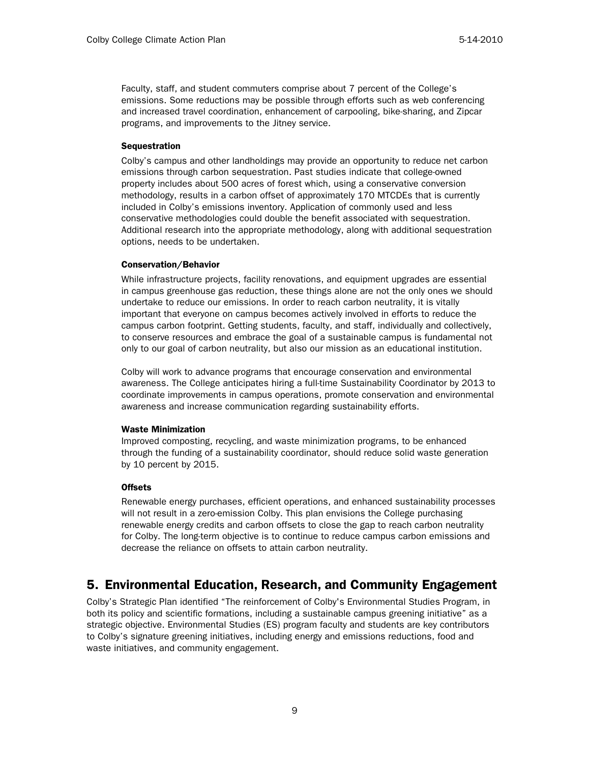Faculty, staff, and student commuters comprise about 7 percent of the College's emissions. Some reductions may be possible through efforts such as web conferencing and increased travel coordination, enhancement of carpooling, bike-sharing, and Zipcar programs, and improvements to the Jitney service.

**Sequestration**

Colby's campus and other landholdings may provide an opportunity to reduce net carbon emissions through carbon sequestration. Past studies indicate that college-owned property includes about 500 acres of forest which, using a conservative conversion methodology, results in a carbon offset of approximately 170 MTCDEs that is currently included in Colby's emissions inventory. Application of commonly used and less conservative methodologies could double the benefit associated with sequestration. Additional research into the appropriate methodology, along with additional sequestration options, needs to be undertaken.

**Conservation/Behavior**

While infrastructure projects, facility renovations, and equipment upgrades are essential in campus greenhouse gas reduction, these things alone are not the only ones we should undertake to reduce our emissions. In order to reach carbon neutrality, it is vitally important that everyone on campus becomes actively involved in efforts to reduce the campus carbon footprint. Getting students, faculty, and staff, individually and collectively, to conserve resources and embrace the goal of a sustainable campus is fundamental not only to our goal of carbon neutrality, but also our mission as an educational institution.

Colby will work to advance programs that encourage conservation and environmental awareness. The College anticipates hiring a full-time Sustainability Coordinator by 2013 to coordinate improvements in campus operations, promote conservation and environmental awareness and increase communication regarding sustainability efforts.

**Waste Minimization**

Improved composting, recycling, and waste minimization programs, to be enhanced through the funding of a sustainability coordinator, should reduce solid waste generation by 10 percent by 2015.

**Offsets**

Renewable energy purchases, efficient operations, and enhanced sustainability processes will not result in a zero-emission Colby. This plan envisions the College purchasing renewable energy credits and carbon offsets to close the gap to reach carbon neutrality for Colby. The long-term objective is to continue to reduce campus carbon emissions and decrease the reliance on offsets to attain carbon neutrality.

## 5. Environmental Education, Research, and Community Engagement

Colby's Strategic Plan identified "The reinforcement of Colby's Environmental Studies Program, in both its policy and scientific formations, including a sustainable campus greening initiative" as a strategic objective. Environmental Studies (ES) program faculty and students are key contributors to Colby's signature greening initiatives, including energy and emissions reductions, food and waste initiatives, and community engagement.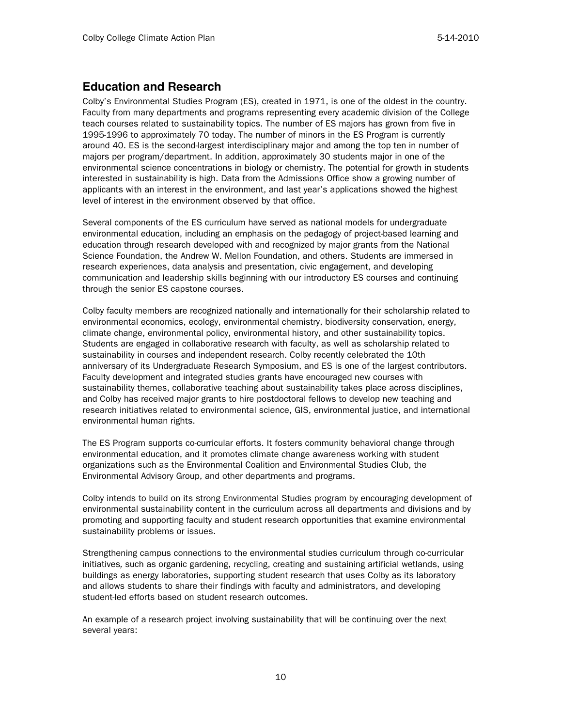## Education and Research

Colby's Environmental Studies Program (ES), created in 1971, is one of the oldest in the country. Faculty from many departments and programs representing every academic division of the College teach courses related to sustainability topics. The number of ES majors has grown from five in 1995-1996 to approximately 70 today. The number of minors in the ES Program is currently around 40. ES is the second-largest interdisciplinary major and among the top ten in number of majors per program/department. In addition, approximately 30 students major in one of the environmental science concentrations in biology or chemistry. The potential for growth in students interested in sustainability is high. Data from the Admissions Office show a growing number of applicants with an interest in the environment, and last year's applications showed the highest level of interest in the environment observed by that office.

Several components of the ES curriculum have served as national models for undergraduate environmental education, including an emphasis on the pedagogy of project-based learning and education through research developed with and recognized by major grants from the National Science Foundation, the Andrew W. Mellon Foundation, and others. Students are immersed in research experiences, data analysis and presentation, civic engagement, and developing communication and leadership skills beginning with our introductory ES courses and continuing through the senior ES capstone courses.

Colby faculty members are recognized nationally and internationally for their scholarship related to environmental economics, ecology, environmental chemistry, biodiversity conservation, energy, climate change, environmental policy, environmental history, and other sustainability topics. Students are engaged in collaborative research with faculty, as well as scholarship related to sustainability in courses and independent research. Colby recently celebrated the 10th anniversary of its Undergraduate Research Symposium, and ES is one of the largest contributors. Faculty development and integrated studies grants have encouraged new courses with sustainability themes, collaborative teaching about sustainability takes place across disciplines, and Colby has received major grants to hire postdoctoral fellows to develop new teaching and research initiatives related to environmental science, GIS, environmental justice, and international environmental human rights.

The ES Program supports co-curricular efforts. It fosters community behavioral change through environmental education, and it promotes climate change awareness working with student organizations such as the Environmental Coalition and Environmental Studies Club, the Environmental Advisory Group, and other departments and programs.

Colby intends to build on its strong Environmental Studies program by encouraging development of environmental sustainability content in the curriculum across all departments and divisions and by promoting and supporting faculty and student research opportunities that examine environmental sustainability problems or issues.

Strengthening campus connections to the environmental studies curriculum through co-curricular initiatives, such as organic gardening, recycling, creating and sustaining artificial wetlands, using buildings as energy laboratories, supporting student research that uses Colby as its laboratory and allows students to share their findings with faculty and administrators, and developing student-led efforts based on student research outcomes.

An example of a research project involving sustainability that will be continuing over the next several years: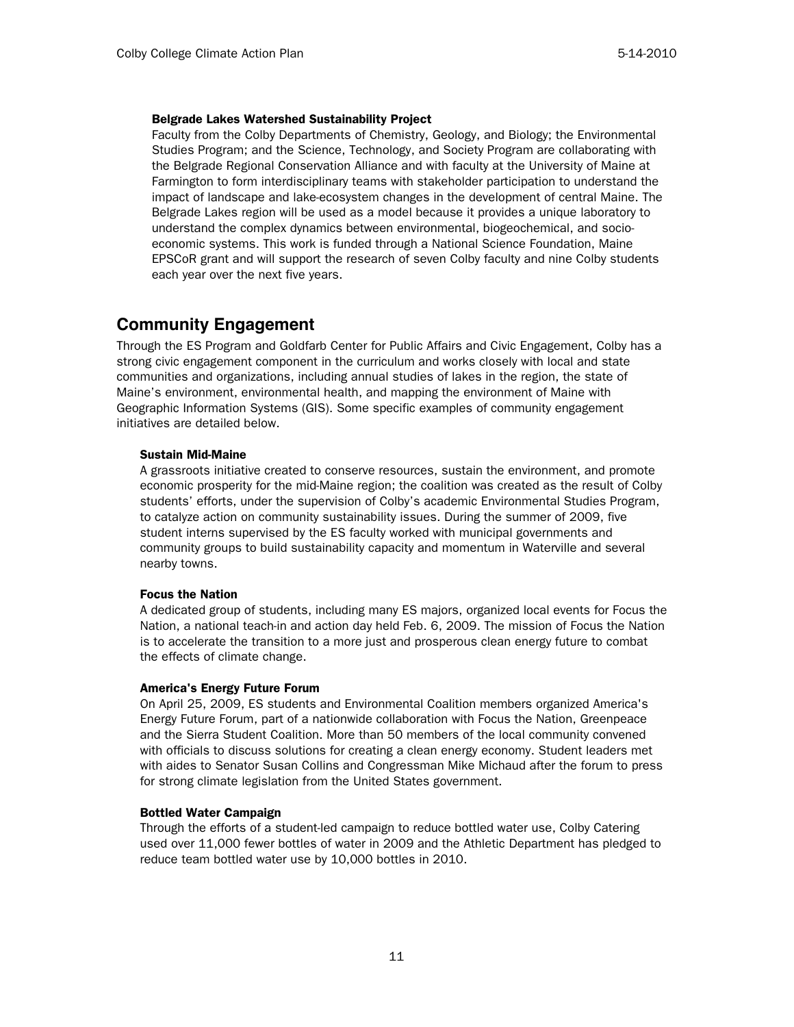**Belgrade Lakes Watershed Sustainability Project**

Faculty from the Colby Departments of Chemistry, Geology, and Biology; the Environmental Studies Program; and the Science, Technology, and Society Program are collaborating with the Belgrade Regional Conservation Alliance and with faculty at the University of Maine at Farmington to form interdisciplinary teams with stakeholder participation to understand the impact of landscape and lake-ecosystem changes in the development of central Maine. The Belgrade Lakes region will be used as a model because it provides a unique laboratory to understand the complex dynamics between environmental, biogeochemical, and socio-economic systems. This work is funded through a National Science Foundation, Maine EPSCoR grant and will support the research of seven Colby faculty and nine Colby students each year over the next five years.

## Community Engagement

Through the ES Program and Goldfarb Center for Public Affairs and Civic Engagement, Colby has a strong civic engagement component in the curriculum and works closely with local and state communities and organizations, including annual studies of lakes in the region, the state of Maine's environment, environmental health, and mapping the environment of Maine with Geographic Information Systems (GIS). Some specific examples of community engagement initiatives are detailed below.

**Sustain Mid-Maine**

A grassroots initiative created to conserve resources, sustain the environment, and promote economic prosperity for the mid-Maine region; the coalition was created as the result of Colby students' efforts, under the supervision of Colby's academic Environmental Studies Program, to catalyze action on community sustainability issues. During the summer of 2009, five student interns supervised by the ES faculty worked with municipal governments and community groups to build sustainability capacity and momentum in Waterville and several nearby towns.

**Focus the Nation**

A dedicated group of students, including many ES majors, organized local events for Focus the Nation, a national teach-in and action day held Feb. 6, 2009. The mission of Focus the Nation is to accelerate the transition to a more just and prosperous clean energy future to combat the effects of climate change.

**America's Energy Future Forum**

On April 25, 2009, ES students and Environmental Coalition members organized America's Energy Future Forum, part of a nationwide collaboration with Focus the Nation, Greenpeace and the Sierra Student Coalition. More than 50 members of the local community convened with officials to discuss solutions for creating a clean energy economy. Student leaders met with aides to Senator Susan Collins and Congressman Mike Michaud after the forum to press for strong climate legislation from the United States government.

**Bottled Water Campaign**

Through the efforts of a student-led campaign to reduce bottled water use, Colby Catering used over 11,000 fewer bottles of water in 2009 and the Athletic Department has pledged to reduce team bottled water use by 10,000 bottles in 2010.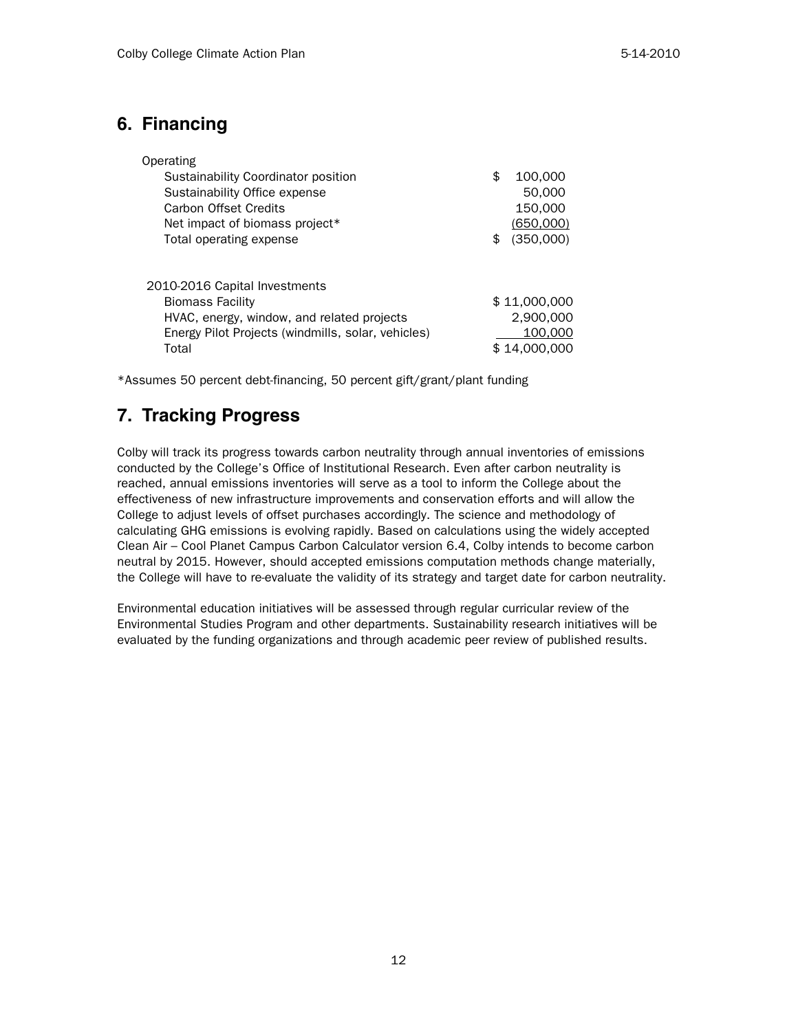## 6. Financing

| | |
|---|---|
| Operating | |
| Sustainability Coordinator position | $ 100,000 |
| Sustainability Office expense | 50,000 |
| Carbon Offset Credits | 150,000 |
| Net impact of biomass project* | (650,000) |
| Total operating expense | $ (350,000) |

| | |
|---|---|
| 2010-2016 Capital Investments | |
| Biomass Facility | $ 11,000,000 |
| HVAC, energy, window, and related projects | 2,900,000 |
| Energy Pilot Projects (windmills, solar, vehicles) | 100,000 |
| Total | $ 14,000,000 |

*Assumes 50 percent debt-financing, 50 percent gift/grant/plant funding

## 7. Tracking Progress

Colby will track its progress towards carbon neutrality through annual inventories of emissions conducted by the College's Office of Institutional Research. Even after carbon neutrality is reached, annual emissions inventories will serve as a tool to inform the College about the effectiveness of new infrastructure improvements and conservation efforts and will allow the College to adjust levels of offset purchases accordingly. The science and methodology of calculating GHG emissions is evolving rapidly. Based on calculations using the widely accepted Clean Air – Cool Planet Campus Carbon Calculator version 6.4, Colby intends to become carbon neutral by 2015. However, should accepted emissions computation methods change materially, the College will have to re-evaluate the validity of its strategy and target date for carbon neutrality.

Environmental education initiatives will be assessed through regular curricular review of the Environmental Studies Program and other departments. Sustainability research initiatives will be evaluated by the funding organizations and through academic peer review of published results.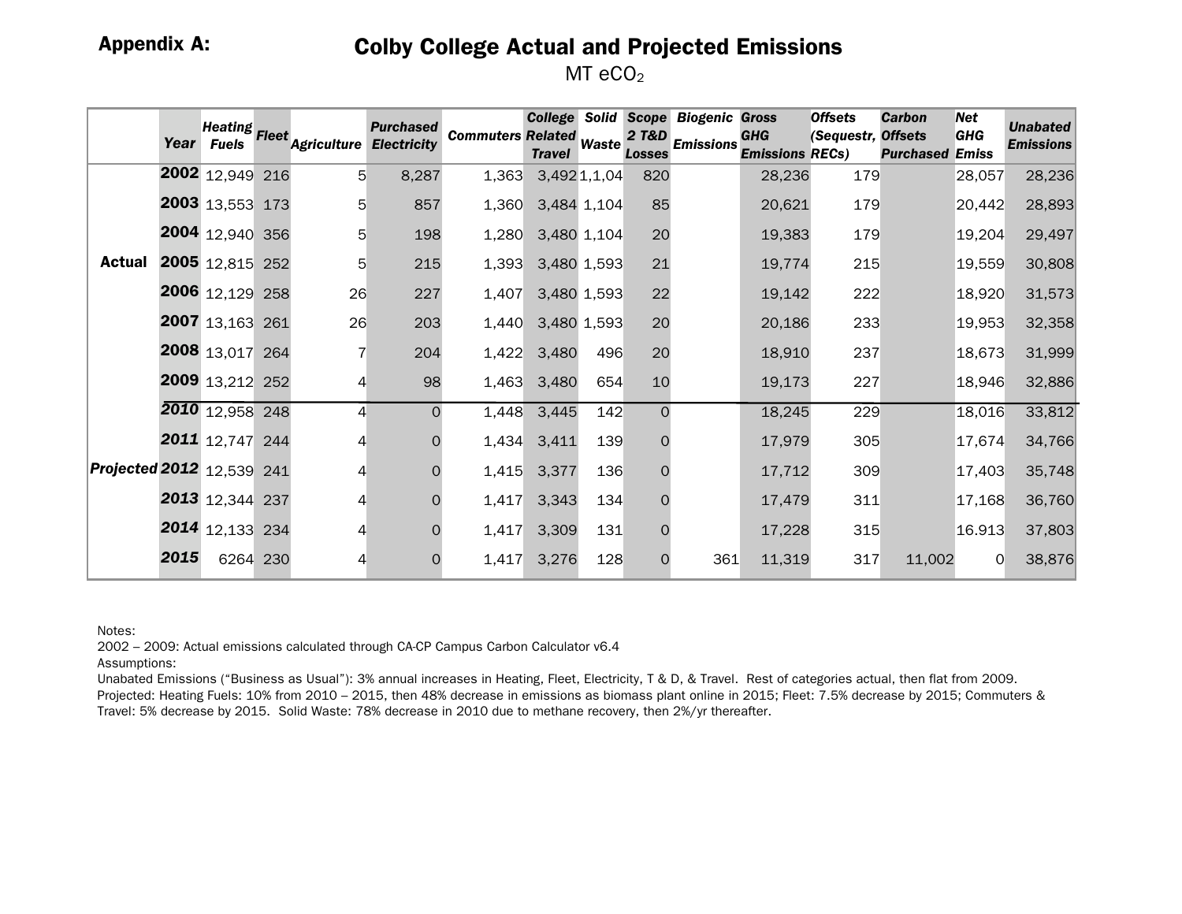**Appendix A:**

# Colby College Actual and Projected Emissions

MT $eCO_2$

| | Year | Heating Fuels | Fleet | Agriculture | Purchased Electricity | Commuters | College Related Travel | Solid Waste | Scope 2 T&D Losses | Biogenic Emissions | Gross GHG Emissions | Offsets (Sequestr, RECs) | Carbon Offsets Purchased | Net GHG Emiss | Unabated Emissions |
|---|---|---|---|---|---|---|---|---|---|---|---|---|---|---|---|
| | **2002** | 12,949 | 216 | 5 | 8,287 | 1,363 | 3,492 | 1,1,04 | 820 | | 28,236 | 179 | | 28,057 | 28,236 |
| | **2003** | 13,553 | 173 | 5 | 857 | 1,360 | 3,484 | 1,104 | 85 | | 20,621 | 179 | | 20,442 | 28,893 |
| | **2004** | 12,940 | 356 | 5 | 198 | 1,280 | 3,480 | 1,104 | 20 | | 19,383 | 179 | | 19,204 | 29,497 |
| **Actual** | **2005** | 12,815 | 252 | 5 | 215 | 1,393 | 3,480 | 1,593 | 21 | | 19,774 | 215 | | 19,559 | 30,808 |
| | **2006** | 12,129 | 258 | 26 | 227 | 1,407 | 3,480 | 1,593 | 22 | | 19,142 | 222 | | 18,920 | 31,573 |
| | **2007** | 13,163 | 261 | 26 | 203 | 1,440 | 3,480 | 1,593 | 20 | | 20,186 | 233 | | 19,953 | 32,358 |
| | **2008** | 13,017 | 264 | 7 | 204 | 1,422 | 3,480 | 496 | 20 | | 18,910 | 237 | | 18,673 | 31,999 |
| | **2009** | 13,212 | 252 | 4 | 98 | 1,463 | 3,480 | 654 | 10 | | 19,173 | 227 | | 18,946 | 32,886 |
| | ***2010*** | 12,958 | 248 | 4 | 0 | 1,448 | 3,445 | 142 | 0 | | 18,245 | 229 | | 18,016 | 33,812 |
| | ***2011*** | 12,747 | 244 | 4 | 0 | 1,434 | 3,411 | 139 | 0 | | 17,979 | 305 | | 17,674 | 34,766 |
| ***Projected*** | ***2012*** | 12,539 | 241 | 4 | 0 | 1,415 | 3,377 | 136 | 0 | | 17,712 | 309 | | 17,403 | 35,748 |
| | ***2013*** | 12,344 | 237 | 4 | 0 | 1,417 | 3,343 | 134 | 0 | | 17,479 | 311 | | 17,168 | 36,760 |
| | ***2014*** | 12,133 | 234 | 4 | 0 | 1,417 | 3,309 | 131 | 0 | | 17,228 | 315 | | 16.913 | 37,803 |
| | ***2015*** | 6264 | 230 | 4 | 0 | 1,417 | 3,276 | 128 | 0 | 361 | 11,319 | 317 | 11,002 | 0 | 38,876 |

Notes:
2002 – 2009: Actual emissions calculated through CA-CP Campus Carbon Calculator v6.4
Assumptions:
Unabated Emissions ("Business as Usual"): 3% annual increases in Heating, Fleet, Electricity, T & D, & Travel. Rest of categories actual, then flat from 2009.
Projected: Heating Fuels: 10% from 2010 – 2015, then 48% decrease in emissions as biomass plant online in 2015; Fleet: 7.5% decrease by 2015; Commuters & Travel: 5% decrease by 2015. Solid Waste: 78% decrease in 2010 due to methane recovery, then 2%/yr thereafter.